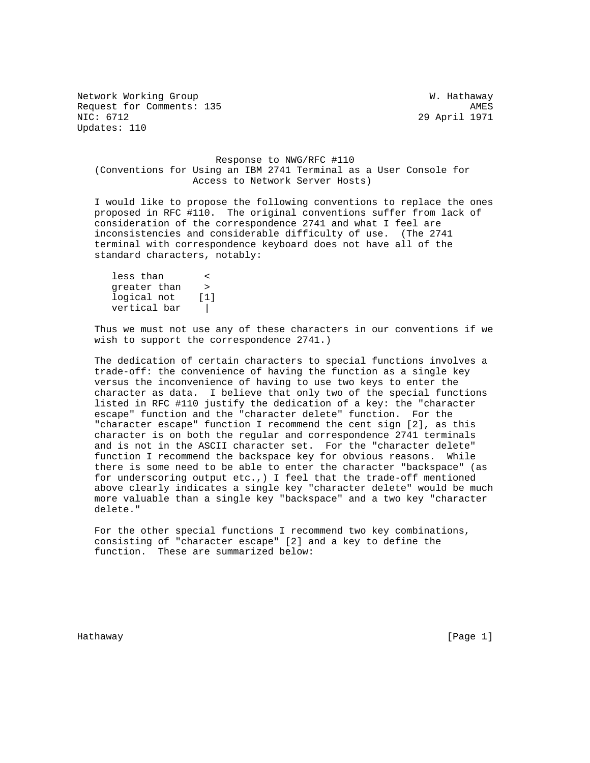Network Working Group W. Hathaway
Request for Comments: 135 AMES
NIC: 6712 29 April 1971
Updates: 110

# Response to NWG/RFC #110
## (Conventions for Using an IBM 2741 Terminal as a User Console for Access to Network Server Hosts)

I would like to propose the following conventions to replace the ones proposed in RFC #110. The original conventions suffer from lack of consideration of the correspondence 2741 and what I feel are inconsistencies and considerable difficulty of use. (The 2741 terminal with correspondence keyboard does not have all of the standard characters, notably:

| | |
|---|---|
| less than | < |
| greater than | > |
| logical not | [1] |
| vertical bar | \| |

Thus we must not use any of these characters in our conventions if we wish to support the correspondence 2741.)

The dedication of certain characters to special functions involves a trade-off: the convenience of having the function as a single key versus the inconvenience of having to use two keys to enter the character as data. I believe that only two of the special functions listed in RFC #110 justify the dedication of a key: the "character escape" function and the "character delete" function. For the "character escape" function I recommend the cent sign [2], as this character is on both the regular and correspondence 2741 terminals and is not in the ASCII character set. For the "character delete" function I recommend the backspace key for obvious reasons. While there is some need to be able to enter the character "backspace" (as for underscoring output etc.,) I feel that the trade-off mentioned above clearly indicates a single key "character delete" would be much more valuable than a single key "backspace" and a two key "character delete."

For the other special functions I recommend two key combinations, consisting of "character escape" [2] and a key to define the function. These are summarized below: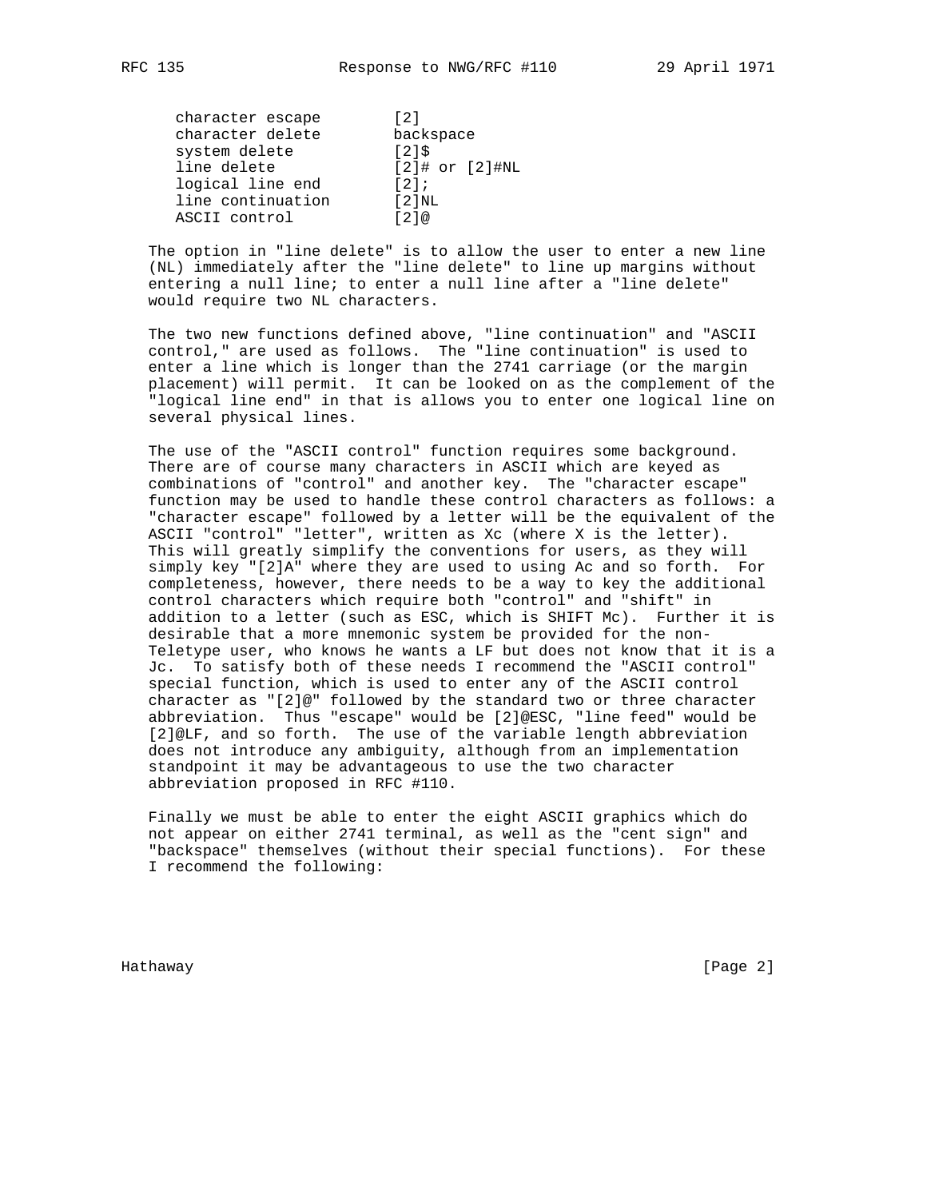| | |
|---|---|
| character escape | [2] |
| character delete | backspace |
| system delete | [2]$ |
| line delete | [2]# or [2]#NL |
| logical line end | [2]; |
| line continuation | [2]NL |
| ASCII control | [2]@ |

The option in "line delete" is to allow the user to enter a new line (NL) immediately after the "line delete" to line up margins without entering a null line; to enter a null line after a "line delete" would require two NL characters.

The two new functions defined above, "line continuation" and "ASCII control," are used as follows. The "line continuation" is used to enter a line which is longer than the 2741 carriage (or the margin placement) will permit. It can be looked on as the complement of the "logical line end" in that is allows you to enter one logical line on several physical lines.

The use of the "ASCII control" function requires some background. There are of course many characters in ASCII which are keyed as combinations of "control" and another key. The "character escape" function may be used to handle these control characters as follows: a "character escape" followed by a letter will be the equivalent of the ASCII "control" "letter", written as Xc (where X is the letter). This will greatly simplify the conventions for users, as they will simply key "[2]A" where they are used to using Ac and so forth. For completeness, however, there needs to be a way to key the additional control characters which require both "control" and "shift" in addition to a letter (such as ESC, which is SHIFT Mc). Further it is desirable that a more mnemonic system be provided for the non-Teletype user, who knows he wants a LF but does not know that it is a Jc. To satisfy both of these needs I recommend the "ASCII control" special function, which is used to enter any of the ASCII control character as "[2]@" followed by the standard two or three character abbreviation. Thus "escape" would be [2]@ESC, "line feed" would be [2]@LF, and so forth. The use of the variable length abbreviation does not introduce any ambiguity, although from an implementation standpoint it may be advantageous to use the two character abbreviation proposed in RFC #110.

Finally we must be able to enter the eight ASCII graphics which do not appear on either 2741 terminal, as well as the "cent sign" and "backspace" themselves (without their special functions). For these I recommend the following: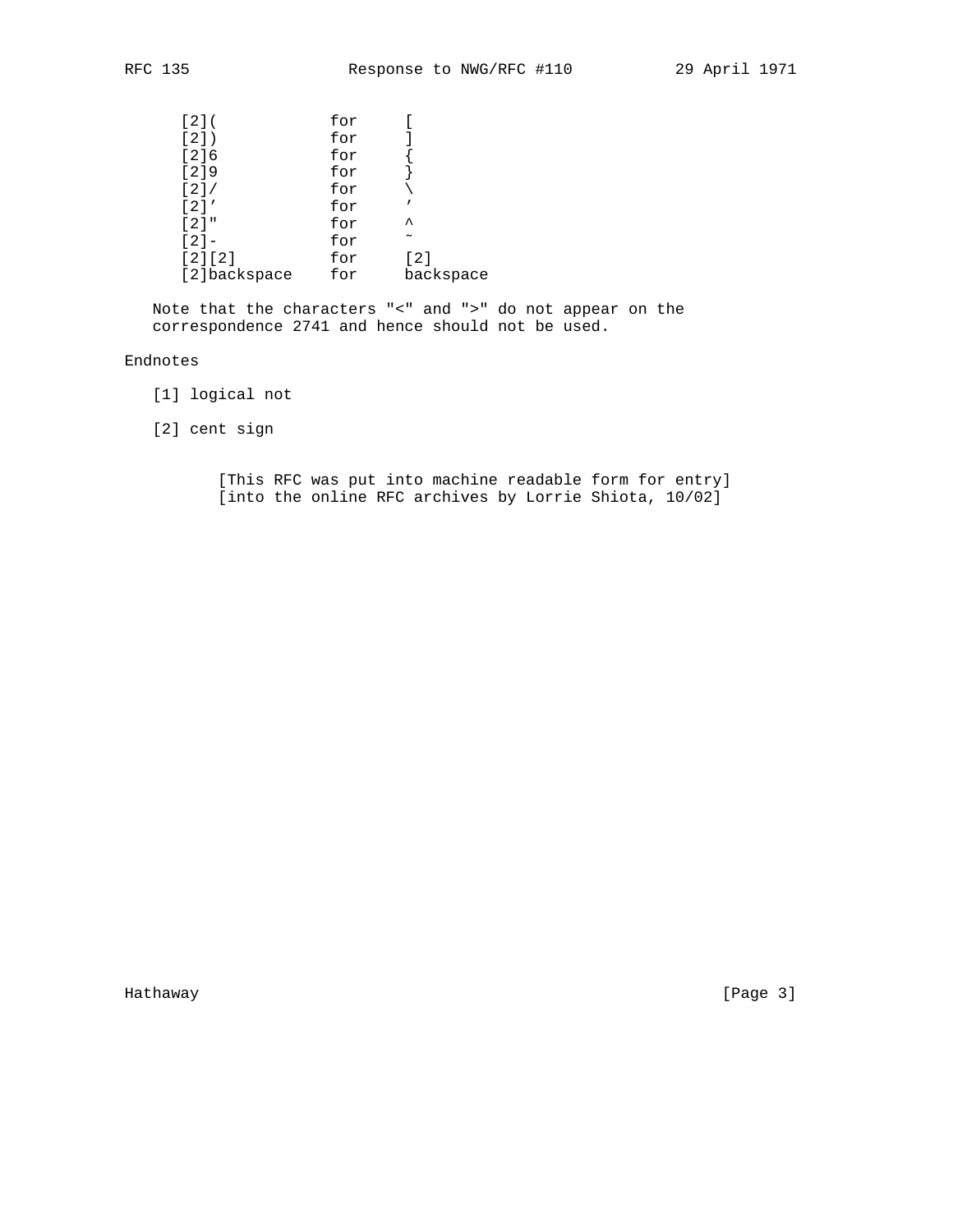```
[2](            for     [
[2])            for     ]
[2]6            for     {
[2]9            for     }
[2]/            for     \
[2]'            for     '
[2]"            for     ^
[2]-            for     ~
[2][2]          for     [2]
[2]backspace    for     backspace
```

Note that the characters "<" and ">" do not appear on the correspondence 2741 and hence should not be used.

Endnotes

[1] logical not

[2] cent sign

[This RFC was put into machine readable form for entry]
[into the online RFC archives by Lorrie Shiota, 10/02]